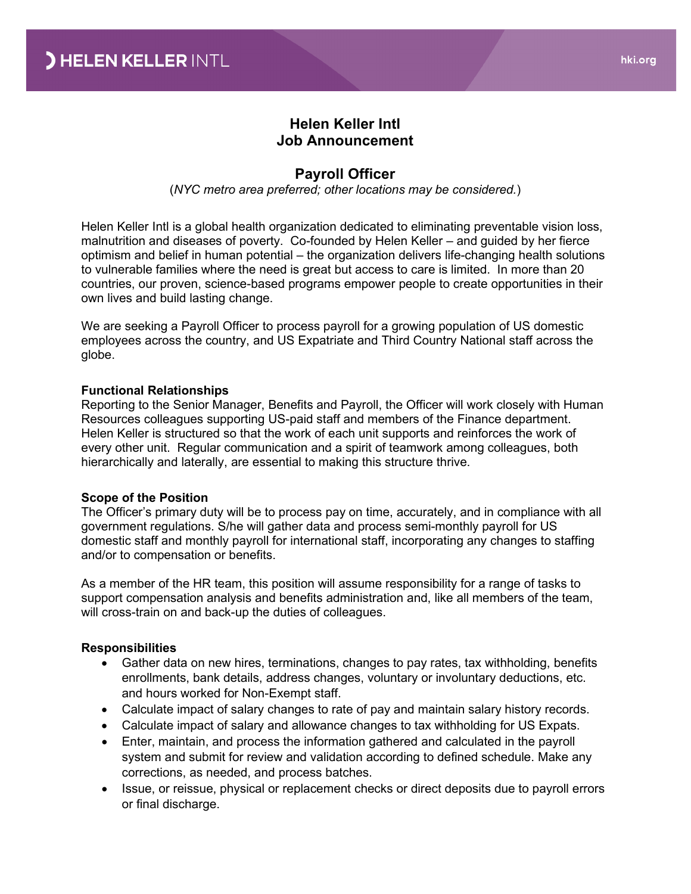# Helen Keller Intl
# Job Announcement

## Payroll Officer

(*NYC metro area preferred; other locations may be considered.*)

Helen Keller Intl is a global health organization dedicated to eliminating preventable vision loss, malnutrition and diseases of poverty. Co-founded by Helen Keller – and guided by her fierce optimism and belief in human potential – the organization delivers life-changing health solutions to vulnerable families where the need is great but access to care is limited. In more than 20 countries, our proven, science-based programs empower people to create opportunities in their own lives and build lasting change.

We are seeking a Payroll Officer to process payroll for a growing population of US domestic employees across the country, and US Expatriate and Third Country National staff across the globe.

**Functional Relationships**

Reporting to the Senior Manager, Benefits and Payroll, the Officer will work closely with Human Resources colleagues supporting US-paid staff and members of the Finance department. Helen Keller is structured so that the work of each unit supports and reinforces the work of every other unit. Regular communication and a spirit of teamwork among colleagues, both hierarchically and laterally, are essential to making this structure thrive.

**Scope of the Position**

The Officer's primary duty will be to process pay on time, accurately, and in compliance with all government regulations. S/he will gather data and process semi-monthly payroll for US domestic staff and monthly payroll for international staff, incorporating any changes to staffing and/or to compensation or benefits.

As a member of the HR team, this position will assume responsibility for a range of tasks to support compensation analysis and benefits administration and, like all members of the team, will cross-train on and back-up the duties of colleagues.

**Responsibilities**

- Gather data on new hires, terminations, changes to pay rates, tax withholding, benefits enrollments, bank details, address changes, voluntary or involuntary deductions, etc. and hours worked for Non-Exempt staff.
- Calculate impact of salary changes to rate of pay and maintain salary history records.
- Calculate impact of salary and allowance changes to tax withholding for US Expats.
- Enter, maintain, and process the information gathered and calculated in the payroll system and submit for review and validation according to defined schedule. Make any corrections, as needed, and process batches.
- Issue, or reissue, physical or replacement checks or direct deposits due to payroll errors or final discharge.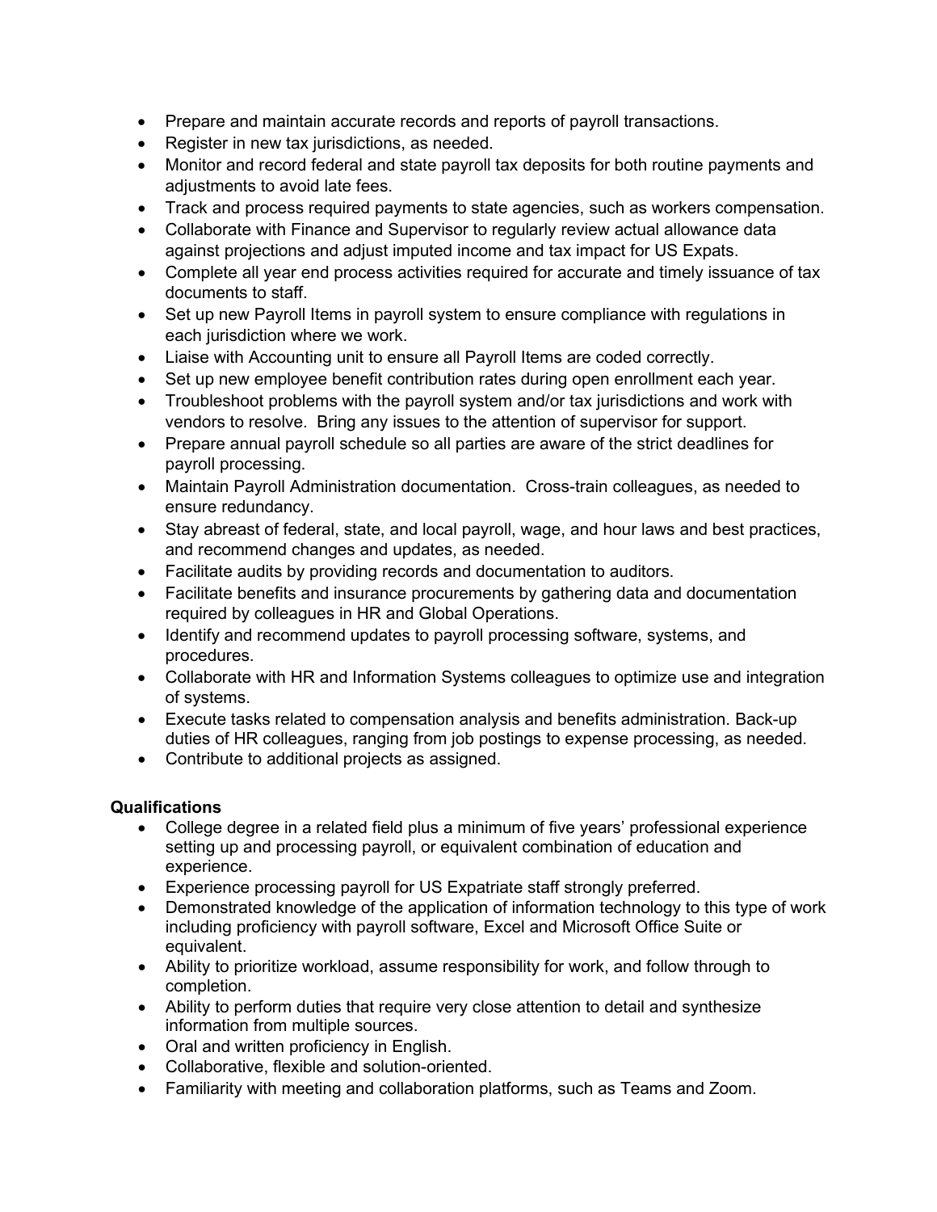- Prepare and maintain accurate records and reports of payroll transactions.
- Register in new tax jurisdictions, as needed.
- Monitor and record federal and state payroll tax deposits for both routine payments and adjustments to avoid late fees.
- Track and process required payments to state agencies, such as workers compensation.
- Collaborate with Finance and Supervisor to regularly review actual allowance data against projections and adjust imputed income and tax impact for US Expats.
- Complete all year end process activities required for accurate and timely issuance of tax documents to staff.
- Set up new Payroll Items in payroll system to ensure compliance with regulations in each jurisdiction where we work.
- Liaise with Accounting unit to ensure all Payroll Items are coded correctly.
- Set up new employee benefit contribution rates during open enrollment each year.
- Troubleshoot problems with the payroll system and/or tax jurisdictions and work with vendors to resolve. Bring any issues to the attention of supervisor for support.
- Prepare annual payroll schedule so all parties are aware of the strict deadlines for payroll processing.
- Maintain Payroll Administration documentation. Cross-train colleagues, as needed to ensure redundancy.
- Stay abreast of federal, state, and local payroll, wage, and hour laws and best practices, and recommend changes and updates, as needed.
- Facilitate audits by providing records and documentation to auditors.
- Facilitate benefits and insurance procurements by gathering data and documentation required by colleagues in HR and Global Operations.
- Identify and recommend updates to payroll processing software, systems, and procedures.
- Collaborate with HR and Information Systems colleagues to optimize use and integration of systems.
- Execute tasks related to compensation analysis and benefits administration. Back-up duties of HR colleagues, ranging from job postings to expense processing, as needed.
- Contribute to additional projects as assigned.

**Qualifications**

- College degree in a related field plus a minimum of five years' professional experience setting up and processing payroll, or equivalent combination of education and experience.
- Experience processing payroll for US Expatriate staff strongly preferred.
- Demonstrated knowledge of the application of information technology to this type of work including proficiency with payroll software, Excel and Microsoft Office Suite or equivalent.
- Ability to prioritize workload, assume responsibility for work, and follow through to completion.
- Ability to perform duties that require very close attention to detail and synthesize information from multiple sources.
- Oral and written proficiency in English.
- Collaborative, flexible and solution-oriented.
- Familiarity with meeting and collaboration platforms, such as Teams and Zoom.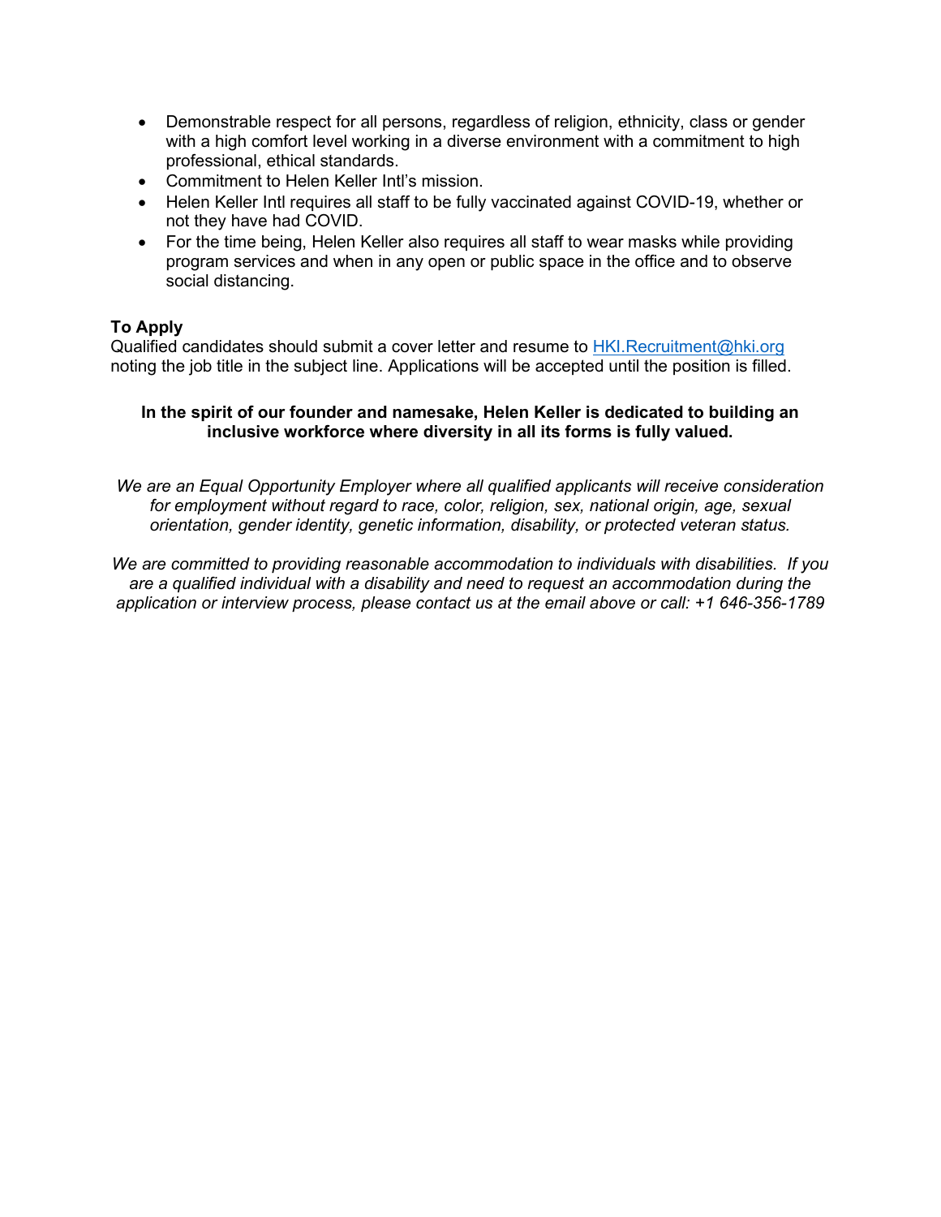- Demonstrable respect for all persons, regardless of religion, ethnicity, class or gender with a high comfort level working in a diverse environment with a commitment to high professional, ethical standards.
- Commitment to Helen Keller Intl's mission.
- Helen Keller Intl requires all staff to be fully vaccinated against COVID-19, whether or not they have had COVID.
- For the time being, Helen Keller also requires all staff to wear masks while providing program services and when in any open or public space in the office and to observe social distancing.

**To Apply**

Qualified candidates should submit a cover letter and resume to HKI.Recruitment@hki.org noting the job title in the subject line. Applications will be accepted until the position is filled.

**In the spirit of our founder and namesake, Helen Keller is dedicated to building an inclusive workforce where diversity in all its forms is fully valued.**

*We are an Equal Opportunity Employer where all qualified applicants will receive consideration for employment without regard to race, color, religion, sex, national origin, age, sexual orientation, gender identity, genetic information, disability, or protected veteran status.*

*We are committed to providing reasonable accommodation to individuals with disabilities. If you are a qualified individual with a disability and need to request an accommodation during the application or interview process, please contact us at the email above or call: +1 646-356-1789*